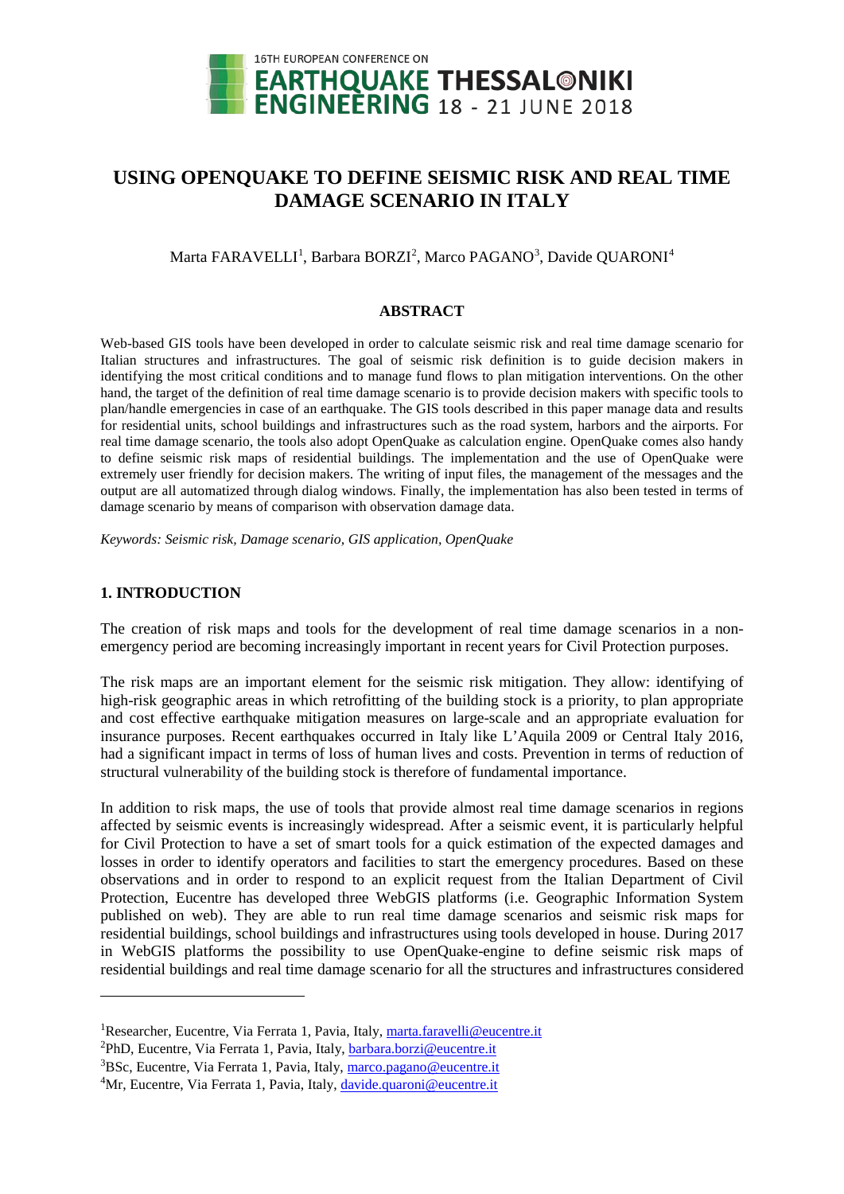# USING OPENQUAKE TO DEFINE SEISMIC RISK AND REAL TIME DAMAGE SCENARIO IN ITALY

Marta FARAVELLI[1], Barbara BORZI[2], Marco PAGANO[3], Davide QUARONI[4]

## ABSTRACT

Web-based GIS tools have been developed in order to calculate seismic risk and real time damage scenario for Italian structures and infrastructures. The goal of seismic risk definition is to guide decision makers in identifying the most critical conditions and to manage fund flows to plan mitigation interventions. On the other hand, the target of the definition of real time damage scenario is to provide decision makers with specific tools to plan/handle emergencies in case of an earthquake. The GIS tools described in this paper manage data and results for residential units, school buildings and infrastructures such as the road system, harbors and the airports. For real time damage scenario, the tools also adopt OpenQuake as calculation engine. OpenQuake comes also handy to define seismic risk maps of residential buildings. The implementation and the use of OpenQuake were extremely user friendly for decision makers. The writing of input files, the management of the messages and the output are all automatized through dialog windows. Finally, the implementation has also been tested in terms of damage scenario by means of comparison with observation damage data.

*Keywords: Seismic risk, Damage scenario, GIS application, OpenQuake*

## 1. INTRODUCTION

The creation of risk maps and tools for the development of real time damage scenarios in a non-emergency period are becoming increasingly important in recent years for Civil Protection purposes.

The risk maps are an important element for the seismic risk mitigation. They allow: identifying of high-risk geographic areas in which retrofitting of the building stock is a priority, to plan appropriate and cost effective earthquake mitigation measures on large-scale and an appropriate evaluation for insurance purposes. Recent earthquakes occurred in Italy like L'Aquila 2009 or Central Italy 2016, had a significant impact in terms of loss of human lives and costs. Prevention in terms of reduction of structural vulnerability of the building stock is therefore of fundamental importance.

In addition to risk maps, the use of tools that provide almost real time damage scenarios in regions affected by seismic events is increasingly widespread. After a seismic event, it is particularly helpful for Civil Protection to have a set of smart tools for a quick estimation of the expected damages and losses in order to identify operators and facilities to start the emergency procedures. Based on these observations and in order to respond to an explicit request from the Italian Department of Civil Protection, Eucentre has developed three WebGIS platforms (i.e. Geographic Information System published on web). They are able to run real time damage scenarios and seismic risk maps for residential buildings, school buildings and infrastructures using tools developed in house. During 2017 in WebGIS platforms the possibility to use OpenQuake-engine to define seismic risk maps of residential buildings and real time damage scenario for all the structures and infrastructures considered

---

[1]Researcher, Eucentre, Via Ferrata 1, Pavia, Italy, marta.faravelli@eucentre.it

[2]PhD, Eucentre, Via Ferrata 1, Pavia, Italy, barbara.borzi@eucentre.it

[3]BSc, Eucentre, Via Ferrata 1, Pavia, Italy, marco.pagano@eucentre.it

[4]Mr, Eucentre, Via Ferrata 1, Pavia, Italy, davide.quaroni@eucentre.it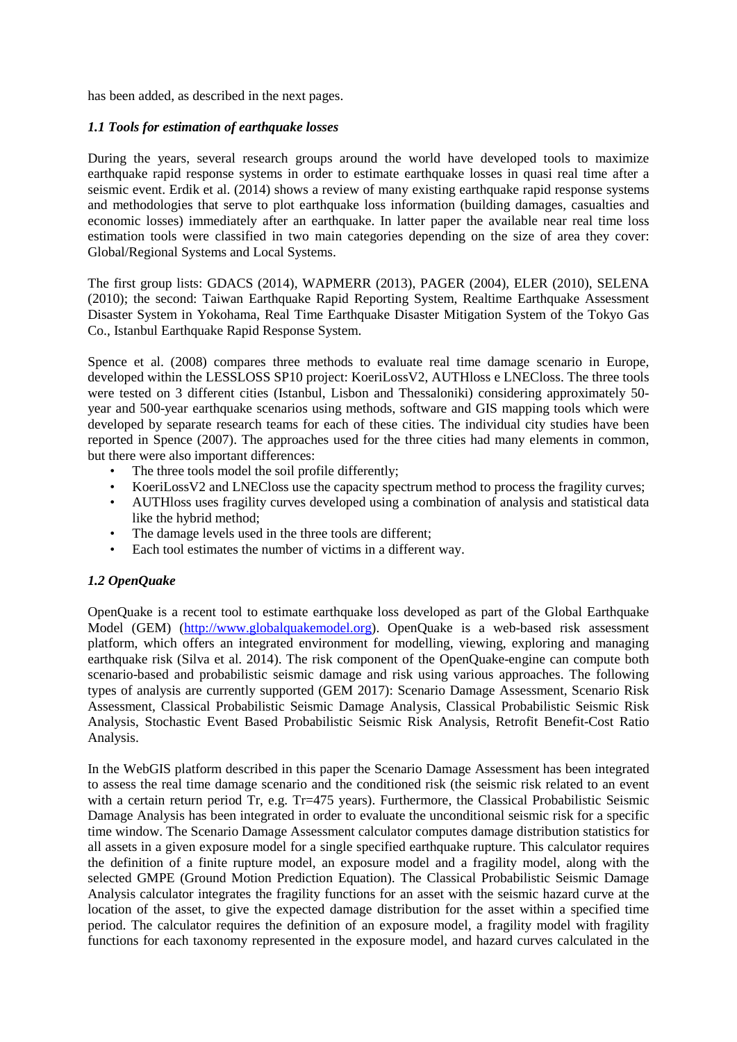has been added, as described in the next pages.

### *1.1 Tools for estimation of earthquake losses*

During the years, several research groups around the world have developed tools to maximize earthquake rapid response systems in order to estimate earthquake losses in quasi real time after a seismic event. Erdik et al. (2014) shows a review of many existing earthquake rapid response systems and methodologies that serve to plot earthquake loss information (building damages, casualties and economic losses) immediately after an earthquake. In latter paper the available near real time loss estimation tools were classified in two main categories depending on the size of area they cover: Global/Regional Systems and Local Systems.

The first group lists: GDACS (2014), WAPMERR (2013), PAGER (2004), ELER (2010), SELENA (2010); the second: Taiwan Earthquake Rapid Reporting System, Realtime Earthquake Assessment Disaster System in Yokohama, Real Time Earthquake Disaster Mitigation System of the Tokyo Gas Co., Istanbul Earthquake Rapid Response System.

Spence et al. (2008) compares three methods to evaluate real time damage scenario in Europe, developed within the LESSLOSS SP10 project: KoeriLossV2, AUTHloss e LNECloss. The three tools were tested on 3 different cities (Istanbul, Lisbon and Thessaloniki) considering approximately 50-year and 500-year earthquake scenarios using methods, software and GIS mapping tools which were developed by separate research teams for each of these cities. The individual city studies have been reported in Spence (2007). The approaches used for the three cities had many elements in common, but there were also important differences:

- The three tools model the soil profile differently;
- KoeriLossV2 and LNECloss use the capacity spectrum method to process the fragility curves;
- AUTHloss uses fragility curves developed using a combination of analysis and statistical data like the hybrid method;
- The damage levels used in the three tools are different;
- Each tool estimates the number of victims in a different way.

### *1.2 OpenQuake*

OpenQuake is a recent tool to estimate earthquake loss developed as part of the Global Earthquake Model (GEM) (http://www.globalquakemodel.org). OpenQuake is a web-based risk assessment platform, which offers an integrated environment for modelling, viewing, exploring and managing earthquake risk (Silva et al. 2014). The risk component of the OpenQuake-engine can compute both scenario-based and probabilistic seismic damage and risk using various approaches. The following types of analysis are currently supported (GEM 2017): Scenario Damage Assessment, Scenario Risk Assessment, Classical Probabilistic Seismic Damage Analysis, Classical Probabilistic Seismic Risk Analysis, Stochastic Event Based Probabilistic Seismic Risk Analysis, Retrofit Benefit-Cost Ratio Analysis.

In the WebGIS platform described in this paper the Scenario Damage Assessment has been integrated to assess the real time damage scenario and the conditioned risk (the seismic risk related to an event with a certain return period Tr, e.g. Tr=475 years). Furthermore, the Classical Probabilistic Seismic Damage Analysis has been integrated in order to evaluate the unconditional seismic risk for a specific time window. The Scenario Damage Assessment calculator computes damage distribution statistics for all assets in a given exposure model for a single specified earthquake rupture. This calculator requires the definition of a finite rupture model, an exposure model and a fragility model, along with the selected GMPE (Ground Motion Prediction Equation). The Classical Probabilistic Seismic Damage Analysis calculator integrates the fragility functions for an asset with the seismic hazard curve at the location of the asset, to give the expected damage distribution for the asset within a specified time period. The calculator requires the definition of an exposure model, a fragility model with fragility functions for each taxonomy represented in the exposure model, and hazard curves calculated in the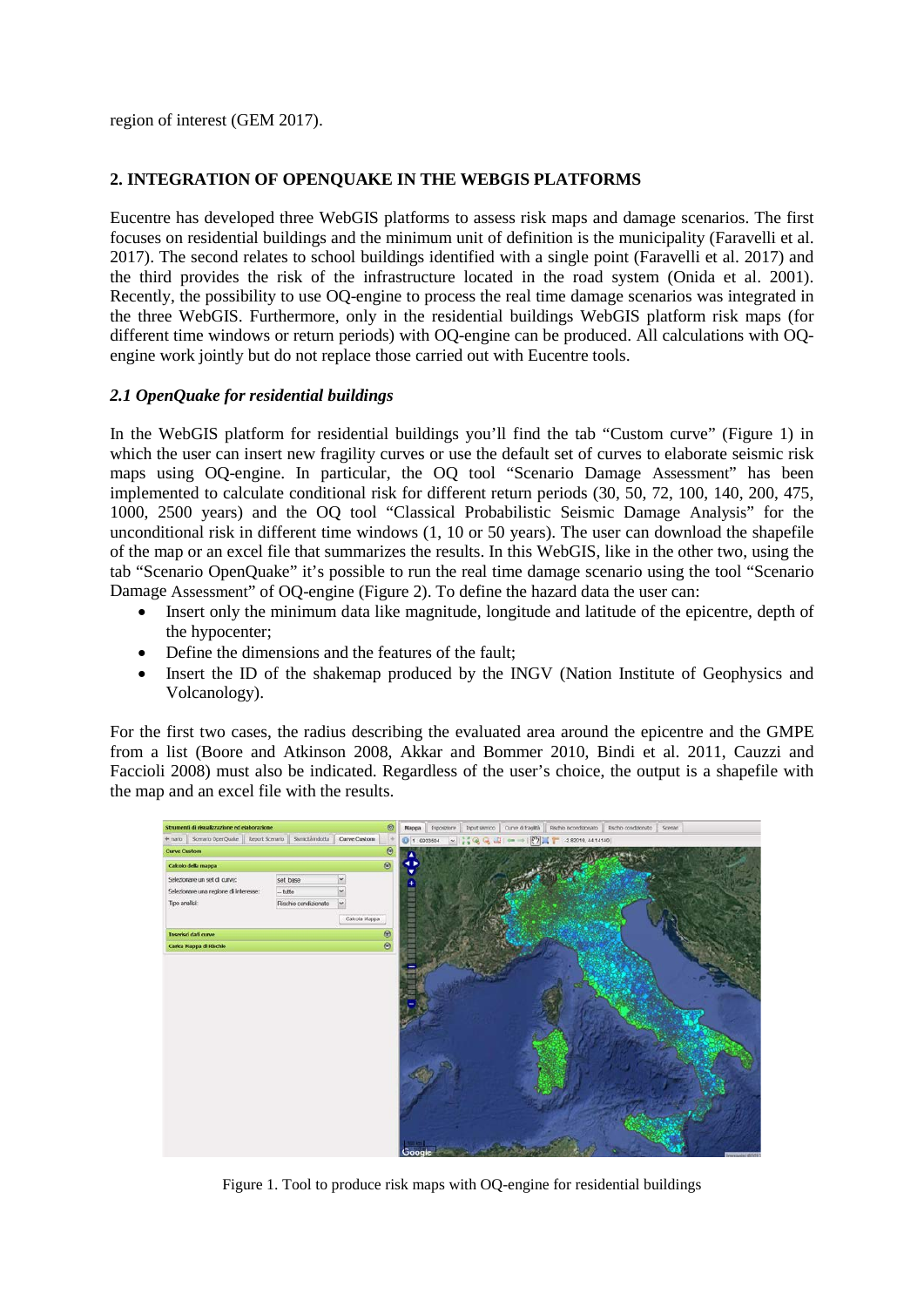region of interest (GEM 2017).

## 2. INTEGRATION OF OPENQUAKE IN THE WEBGIS PLATFORMS

Eucentre has developed three WebGIS platforms to assess risk maps and damage scenarios. The first focuses on residential buildings and the minimum unit of definition is the municipality (Faravelli et al. 2017). The second relates to school buildings identified with a single point (Faravelli et al. 2017) and the third provides the risk of the infrastructure located in the road system (Onida et al. 2001). Recently, the possibility to use OQ-engine to process the real time damage scenarios was integrated in the three WebGIS. Furthermore, only in the residential buildings WebGIS platform risk maps (for different time windows or return periods) with OQ-engine can be produced. All calculations with OQ-engine work jointly but do not replace those carried out with Eucentre tools.

### *2.1 OpenQuake for residential buildings*

In the WebGIS platform for residential buildings you'll find the tab "Custom curve" (Figure 1) in which the user can insert new fragility curves or use the default set of curves to elaborate seismic risk maps using OQ-engine. In particular, the OQ tool "Scenario Damage Assessment" has been implemented to calculate conditional risk for different return periods (30, 50, 72, 100, 140, 200, 475, 1000, 2500 years) and the OQ tool "Classical Probabilistic Seismic Damage Analysis" for the unconditional risk in different time windows (1, 10 or 50 years). The user can download the shapefile of the map or an excel file that summarizes the results. In this WebGIS, like in the other two, using the tab "Scenario OpenQuake" it's possible to run the real time damage scenario using the tool "Scenario Damage Assessment" of OQ-engine (Figure 2). To define the hazard data the user can:

- Insert only the minimum data like magnitude, longitude and latitude of the epicentre, depth of the hypocenter;
- Define the dimensions and the features of the fault;
- Insert the ID of the shakemap produced by the INGV (Nation Institute of Geophysics and Volcanology).

For the first two cases, the radius describing the evaluated area around the epicentre and the GMPE from a list (Boore and Atkinson 2008, Akkar and Bommer 2010, Bindi et al. 2011, Cauzzi and Faccioli 2008) must also be indicated. Regardless of the user's choice, the output is a shapefile with the map and an excel file with the results.

Figure 1. Tool to produce risk maps with OQ-engine for residential buildings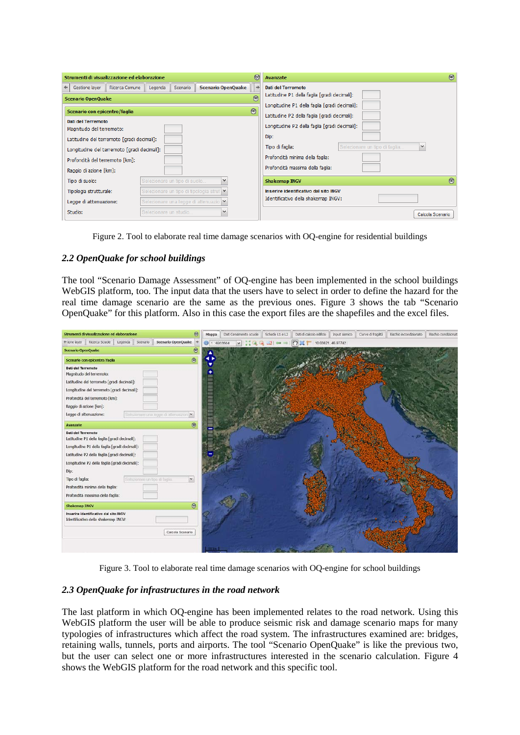Figure 2. Tool to elaborate real time damage scenarios with OQ-engine for residential buildings

## *2.2 OpenQuake for school buildings*

The tool "Scenario Damage Assessment" of OQ-engine has been implemented in the school buildings WebGIS platform, too. The input data that the users have to select in order to define the hazard for the real time damage scenario are the same as the previous ones. Figure 3 shows the tab "Scenario OpenQuake" for this platform. Also in this case the export files are the shapefiles and the excel files.

Figure 3. Tool to elaborate real time damage scenarios with OQ-engine for school buildings

## *2.3 OpenQuake for infrastructures in the road network*

The last platform in which OQ-engine has been implemented relates to the road network. Using this WebGIS platform the user will be able to produce seismic risk and damage scenario maps for many typologies of infrastructures which affect the road system. The infrastructures examined are: bridges, retaining walls, tunnels, ports and airports. The tool "Scenario OpenQuake" is like the previous two, but the user can select one or more infrastructures interested in the scenario calculation. Figure 4 shows the WebGIS platform for the road network and this specific tool.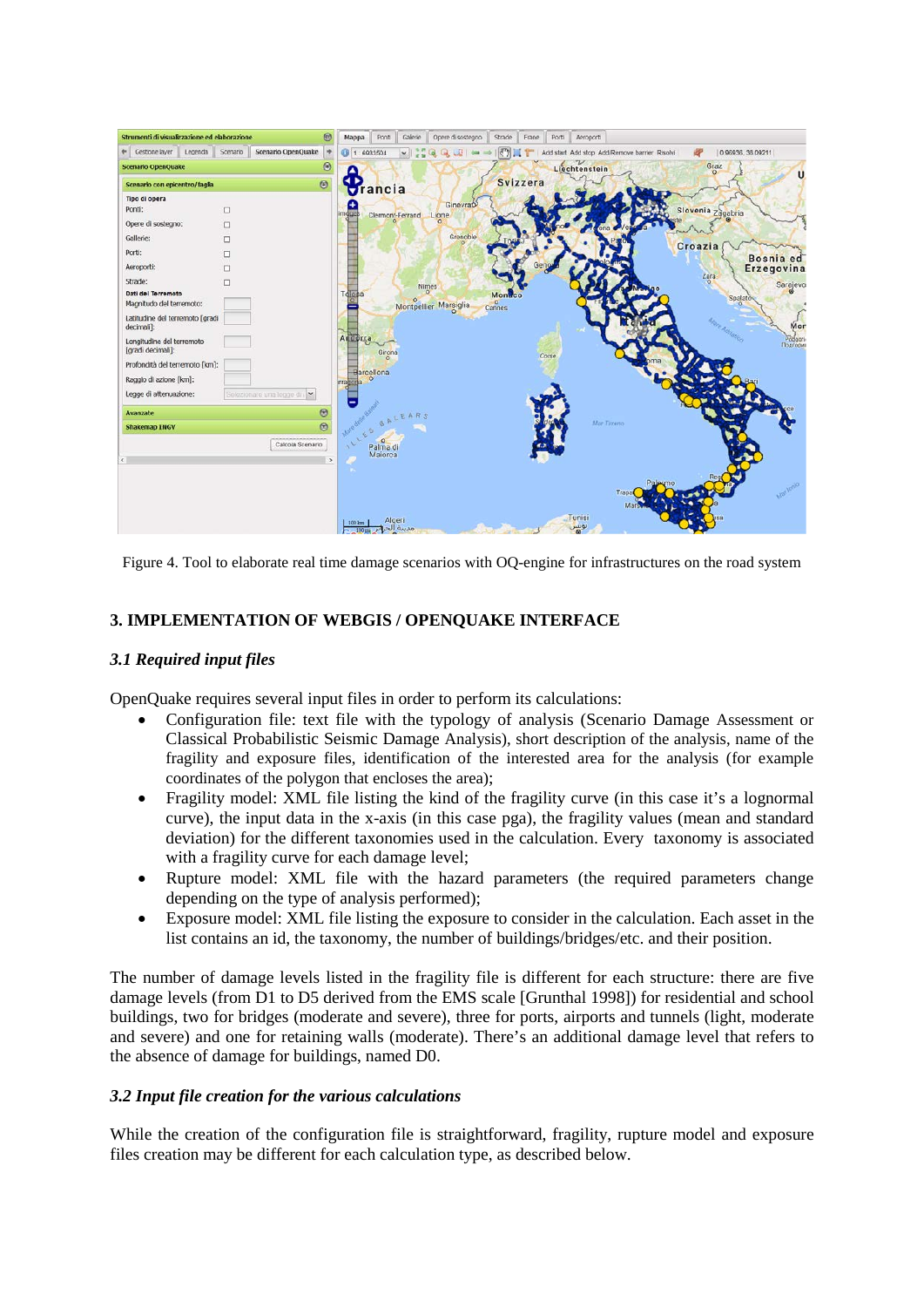Figure 4. Tool to elaborate real time damage scenarios with OQ-engine for infrastructures on the road system

## 3. IMPLEMENTATION OF WEBGIS / OPENQUAKE INTERFACE

### *3.1 Required input files*

OpenQuake requires several input files in order to perform its calculations:

- Configuration file: text file with the typology of analysis (Scenario Damage Assessment or Classical Probabilistic Seismic Damage Analysis), short description of the analysis, name of the fragility and exposure files, identification of the interested area for the analysis (for example coordinates of the polygon that encloses the area);
- Fragility model: XML file listing the kind of the fragility curve (in this case it's a lognormal curve), the input data in the x-axis (in this case pga), the fragility values (mean and standard deviation) for the different taxonomies used in the calculation. Every taxonomy is associated with a fragility curve for each damage level;
- Rupture model: XML file with the hazard parameters (the required parameters change depending on the type of analysis performed);
- Exposure model: XML file listing the exposure to consider in the calculation. Each asset in the list contains an id, the taxonomy, the number of buildings/bridges/etc. and their position.

The number of damage levels listed in the fragility file is different for each structure: there are five damage levels (from D1 to D5 derived from the EMS scale [Grunthal 1998]) for residential and school buildings, two for bridges (moderate and severe), three for ports, airports and tunnels (light, moderate and severe) and one for retaining walls (moderate). There's an additional damage level that refers to the absence of damage for buildings, named D0.

### *3.2 Input file creation for the various calculations*

While the creation of the configuration file is straightforward, fragility, rupture model and exposure files creation may be different for each calculation type, as described below.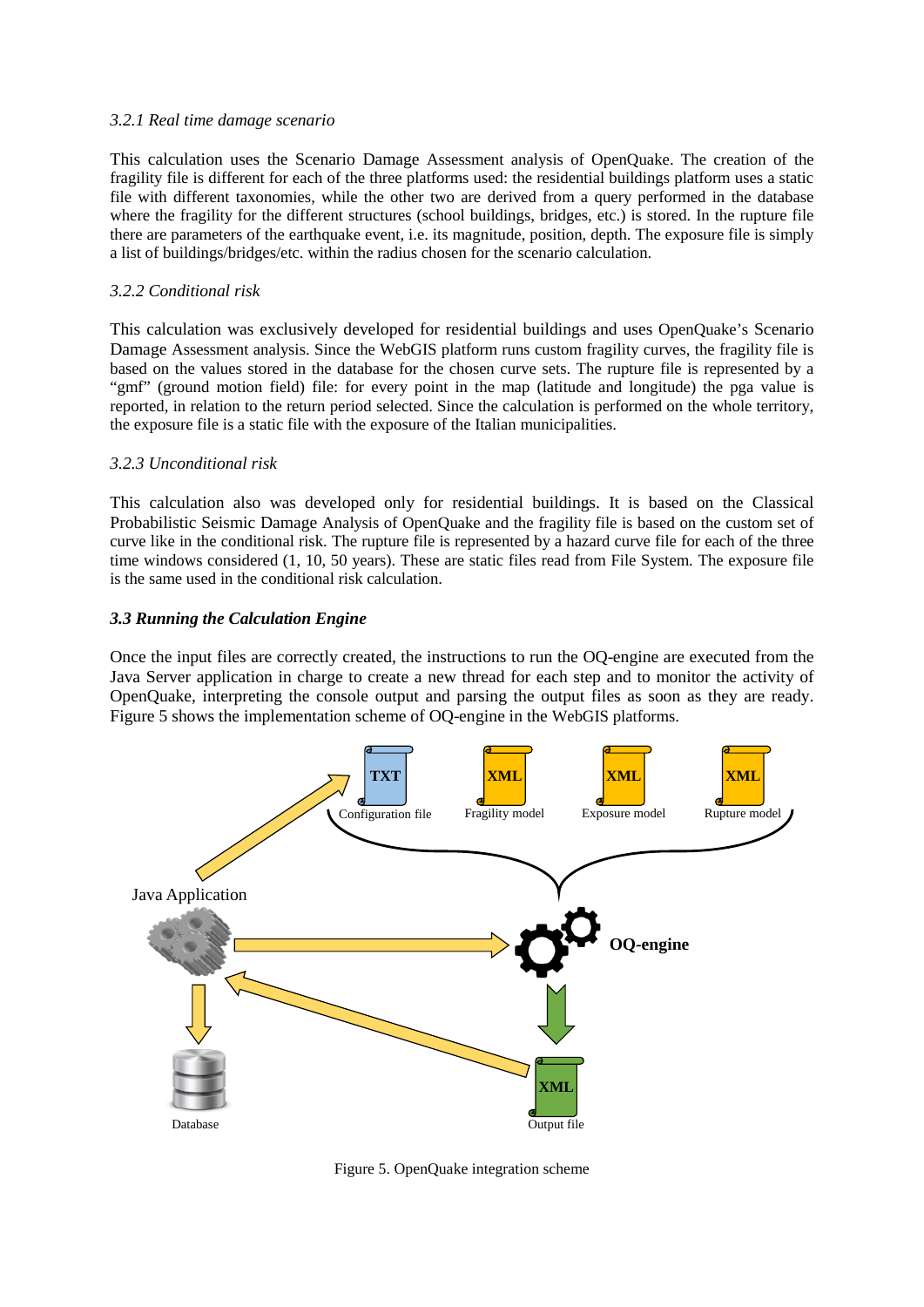*3.2.1 Real time damage scenario*

This calculation uses the Scenario Damage Assessment analysis of OpenQuake. The creation of the fragility file is different for each of the three platforms used: the residential buildings platform uses a static file with different taxonomies, while the other two are derived from a query performed in the database where the fragility for the different structures (school buildings, bridges, etc.) is stored. In the rupture file there are parameters of the earthquake event, i.e. its magnitude, position, depth. The exposure file is simply a list of buildings/bridges/etc. within the radius chosen for the scenario calculation.

*3.2.2 Conditional risk*

This calculation was exclusively developed for residential buildings and uses OpenQuake's Scenario Damage Assessment analysis. Since the WebGIS platform runs custom fragility curves, the fragility file is based on the values stored in the database for the chosen curve sets. The rupture file is represented by a "gmf" (ground motion field) file: for every point in the map (latitude and longitude) the pga value is reported, in relation to the return period selected. Since the calculation is performed on the whole territory, the exposure file is a static file with the exposure of the Italian municipalities.

*3.2.3 Unconditional risk*

This calculation also was developed only for residential buildings. It is based on the Classical Probabilistic Seismic Damage Analysis of OpenQuake and the fragility file is based on the custom set of curve like in the conditional risk. The rupture file is represented by a hazard curve file for each of the three time windows considered (1, 10, 50 years). These are static files read from File System. The exposure file is the same used in the conditional risk calculation.

### *3.3 Running the Calculation Engine*

Once the input files are correctly created, the instructions to run the OQ-engine are executed from the Java Server application in charge to create a new thread for each step and to monitor the activity of OpenQuake, interpreting the console output and parsing the output files as soon as they are ready. Figure 5 shows the implementation scheme of OQ-engine in the WebGIS platforms.

Figure 5. OpenQuake integration scheme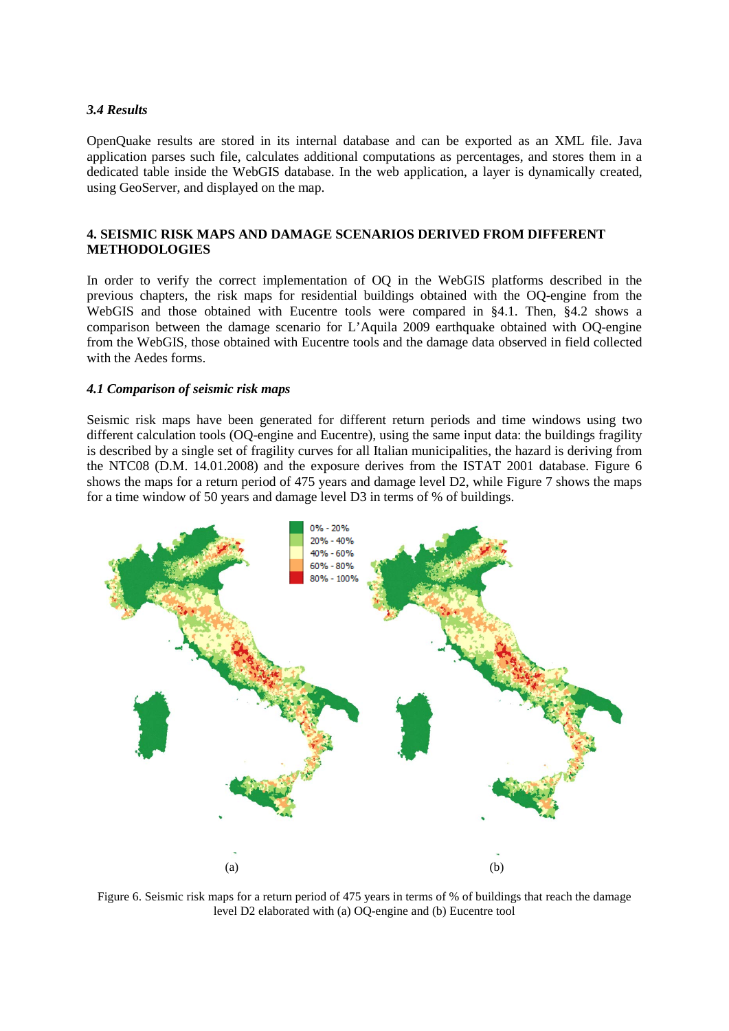### *3.4 Results*

OpenQuake results are stored in its internal database and can be exported as an XML file. Java application parses such file, calculates additional computations as percentages, and stores them in a dedicated table inside the WebGIS database. In the web application, a layer is dynamically created, using GeoServer, and displayed on the map.

## 4. SEISMIC RISK MAPS AND DAMAGE SCENARIOS DERIVED FROM DIFFERENT METHODOLOGIES

In order to verify the correct implementation of OQ in the WebGIS platforms described in the previous chapters, the risk maps for residential buildings obtained with the OQ-engine from the WebGIS and those obtained with Eucentre tools were compared in §4.1. Then, §4.2 shows a comparison between the damage scenario for L'Aquila 2009 earthquake obtained with OQ-engine from the WebGIS, those obtained with Eucentre tools and the damage data observed in field collected with the Aedes forms.

### *4.1 Comparison of seismic risk maps*

Seismic risk maps have been generated for different return periods and time windows using two different calculation tools (OQ-engine and Eucentre), using the same input data: the buildings fragility is described by a single set of fragility curves for all Italian municipalities, the hazard is deriving from the NTC08 (D.M. 14.01.2008) and the exposure derives from the ISTAT 2001 database. Figure 6 shows the maps for a return period of 475 years and damage level D2, while Figure 7 shows the maps for a time window of 50 years and damage level D3 in terms of % of buildings.

Figure 6. Seismic risk maps for a return period of 475 years in terms of % of buildings that reach the damage level D2 elaborated with (a) OQ-engine and (b) Eucentre tool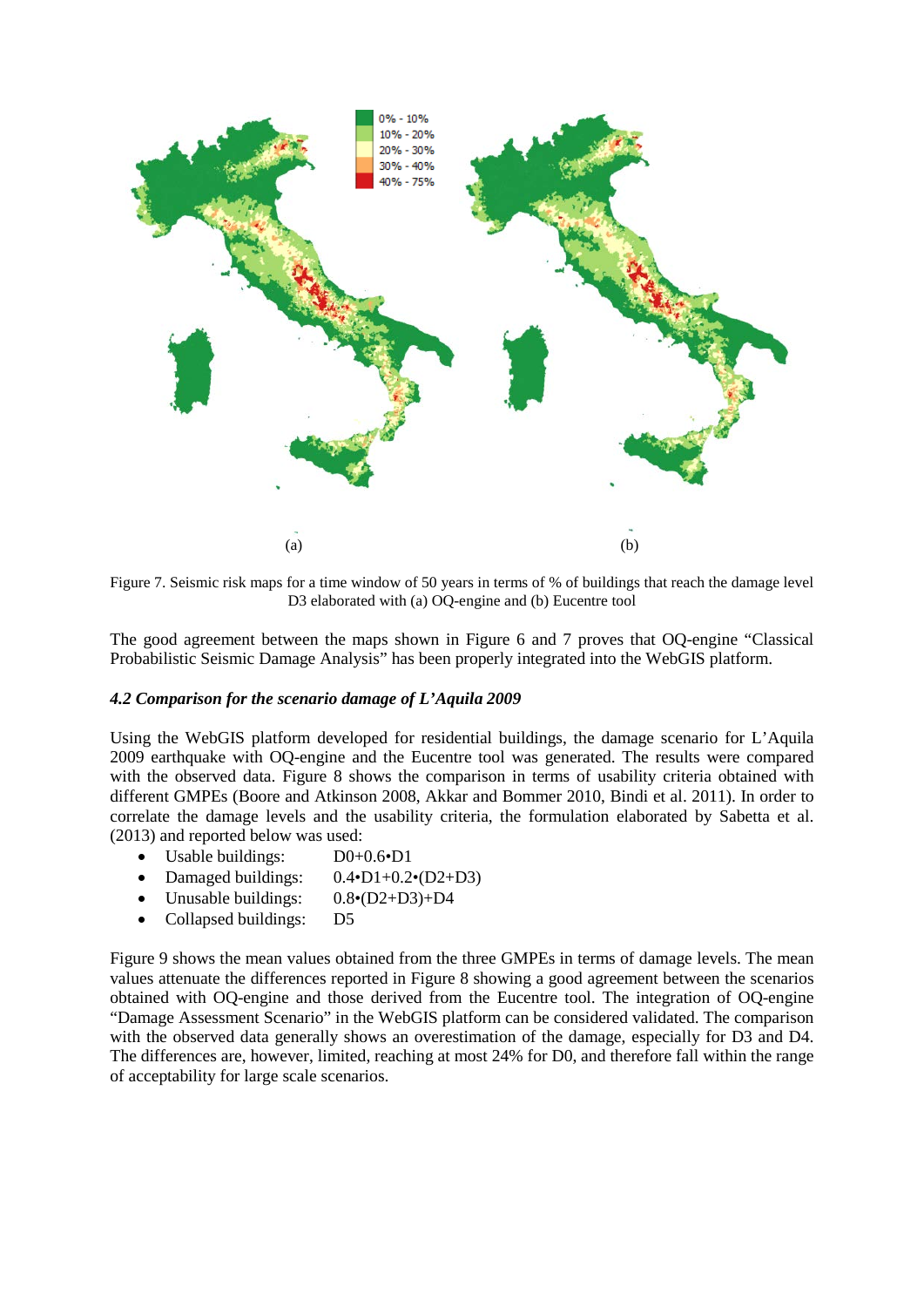Figure 7. Seismic risk maps for a time window of 50 years in terms of % of buildings that reach the damage level D3 elaborated with (a) OQ-engine and (b) Eucentre tool

The good agreement between the maps shown in Figure 6 and 7 proves that OQ-engine "Classical Probabilistic Seismic Damage Analysis" has been properly integrated into the WebGIS platform.

### *4.2 Comparison for the scenario damage of L'Aquila 2009*

Using the WebGIS platform developed for residential buildings, the damage scenario for L'Aquila 2009 earthquake with OQ-engine and the Eucentre tool was generated. The results were compared with the observed data. Figure 8 shows the comparison in terms of usability criteria obtained with different GMPEs (Boore and Atkinson 2008, Akkar and Bommer 2010, Bindi et al. 2011). In order to correlate the damage levels and the usability criteria, the formulation elaborated by Sabetta et al. (2013) and reported below was used:

- Usable buildings: D0+0.6•D1
- Damaged buildings: 0.4•D1+0.2•(D2+D3)
- Unusable buildings: 0.8•(D2+D3)+D4
- Collapsed buildings: D5

Figure 9 shows the mean values obtained from the three GMPEs in terms of damage levels. The mean values attenuate the differences reported in Figure 8 showing a good agreement between the scenarios obtained with OQ-engine and those derived from the Eucentre tool. The integration of OQ-engine "Damage Assessment Scenario" in the WebGIS platform can be considered validated. The comparison with the observed data generally shows an overestimation of the damage, especially for D3 and D4. The differences are, however, limited, reaching at most 24% for D0, and therefore fall within the range of acceptability for large scale scenarios.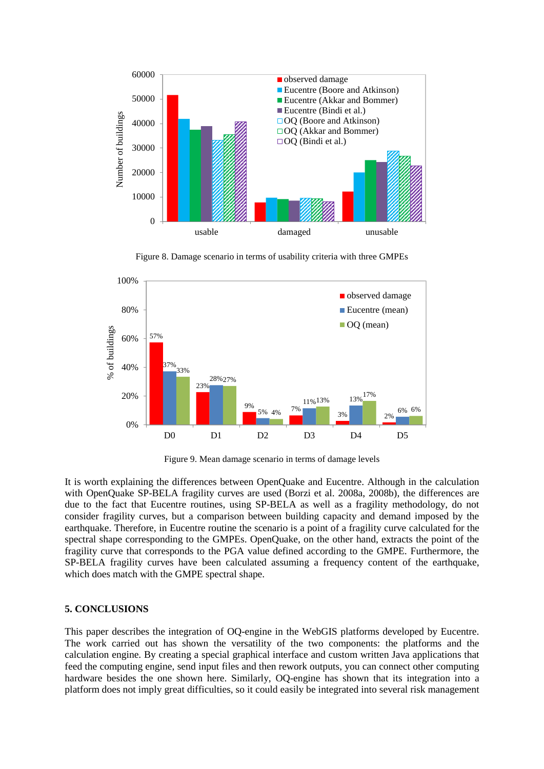Figure 8. Damage scenario in terms of usability criteria with three GMPEs

Figure 9. Mean damage scenario in terms of damage levels

It is worth explaining the differences between OpenQuake and Eucentre. Although in the calculation with OpenQuake SP-BELA fragility curves are used (Borzi et al. 2008a, 2008b), the differences are due to the fact that Eucentre routines, using SP-BELA as well as a fragility methodology, do not consider fragility curves, but a comparison between building capacity and demand imposed by the earthquake. Therefore, in Eucentre routine the scenario is a point of a fragility curve calculated for the spectral shape corresponding to the GMPEs. OpenQuake, on the other hand, extracts the point of the fragility curve that corresponds to the PGA value defined according to the GMPE. Furthermore, the SP-BELA fragility curves have been calculated assuming a frequency content of the earthquake, which does match with the GMPE spectral shape.

## 5. CONCLUSIONS

This paper describes the integration of OQ-engine in the WebGIS platforms developed by Eucentre. The work carried out has shown the versatility of the two components: the platforms and the calculation engine. By creating a special graphical interface and custom written Java applications that feed the computing engine, send input files and then rework outputs, you can connect other computing hardware besides the one shown here. Similarly, OQ-engine has shown that its integration into a platform does not imply great difficulties, so it could easily be integrated into several risk management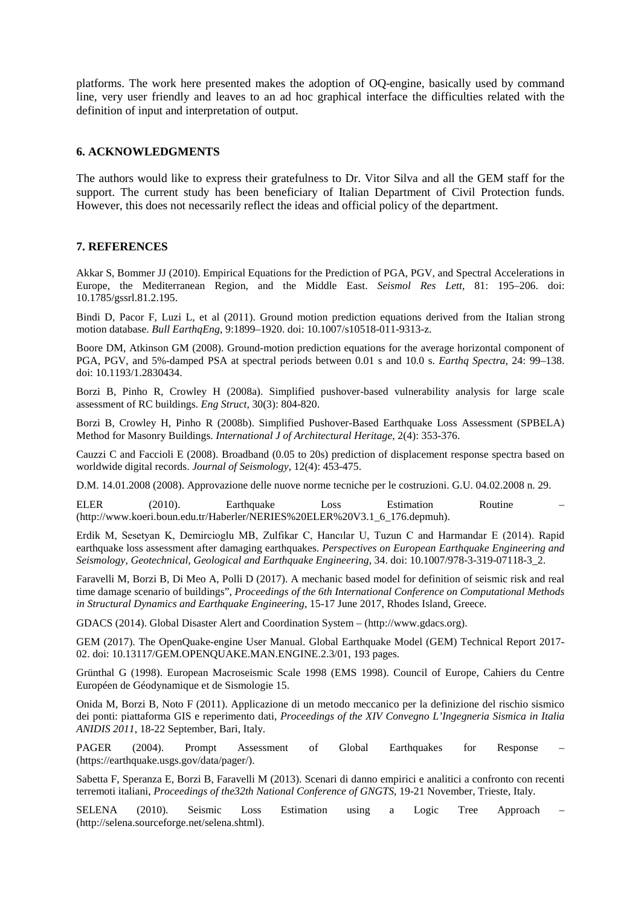platforms. The work here presented makes the adoption of OQ-engine, basically used by command line, very user friendly and leaves to an ad hoc graphical interface the difficulties related with the definition of input and interpretation of output.

## 6. ACKNOWLEDGMENTS

The authors would like to express their gratefulness to Dr. Vitor Silva and all the GEM staff for the support. The current study has been beneficiary of Italian Department of Civil Protection funds. However, this does not necessarily reflect the ideas and official policy of the department.

## 7. REFERENCES

Akkar S, Bommer JJ (2010). Empirical Equations for the Prediction of PGA, PGV, and Spectral Accelerations in Europe, the Mediterranean Region, and the Middle East. *Seismol Res Lett*, 81: 195–206. doi: 10.1785/gssrl.81.2.195.

Bindi D, Pacor F, Luzi L, et al (2011). Ground motion prediction equations derived from the Italian strong motion database. *Bull EarthqEng*, 9:1899–1920. doi: 10.1007/s10518-011-9313-z.

Boore DM, Atkinson GM (2008). Ground-motion prediction equations for the average horizontal component of PGA, PGV, and 5%-damped PSA at spectral periods between 0.01 s and 10.0 s. *Earthq Spectra*, 24: 99–138. doi: 10.1193/1.2830434.

Borzi B, Pinho R, Crowley H (2008a). Simplified pushover-based vulnerability analysis for large scale assessment of RC buildings. *Eng Struct*, 30(3): 804-820.

Borzi B, Crowley H, Pinho R (2008b). Simplified Pushover-Based Earthquake Loss Assessment (SPBELA) Method for Masonry Buildings. *International J of Architectural Heritage*, 2(4): 353-376.

Cauzzi C and Faccioli E (2008). Broadband (0.05 to 20s) prediction of displacement response spectra based on worldwide digital records. *Journal of Seismology*, 12(4): 453-475.

D.M. 14.01.2008 (2008). Approvazione delle nuove norme tecniche per le costruzioni. G.U. 04.02.2008 n. 29.

ELER (2010). Earthquake Loss Estimation Routine – (http://www.koeri.boun.edu.tr/Haberler/NERIES%20ELER%20V3.1_6_176.depmuh).

Erdik M, Sesetyan K, Demircioglu MB, Zulfikar C, Hancılar U, Tuzun C and Harmandar E (2014). Rapid earthquake loss assessment after damaging earthquakes. *Perspectives on European Earthquake Engineering and Seismology, Geotechnical, Geological and Earthquake Engineering*, 34. doi: 10.1007/978-3-319-07118-3_2.

Faravelli M, Borzi B, Di Meo A, Polli D (2017). A mechanic based model for definition of seismic risk and real time damage scenario of buildings", *Proceedings of the 6th International Conference on Computational Methods in Structural Dynamics and Earthquake Engineering*, 15-17 June 2017, Rhodes Island, Greece.

GDACS (2014). Global Disaster Alert and Coordination System – (http://www.gdacs.org).

GEM (2017). The OpenQuake-engine User Manual. Global Earthquake Model (GEM) Technical Report 2017-02. doi: 10.13117/GEM.OPENQUAKE.MAN.ENGINE.2.3/01, 193 pages.

Grünthal G (1998). European Macroseismic Scale 1998 (EMS 1998). Council of Europe, Cahiers du Centre Européen de Géodynamique et de Sismologie 15.

Onida M, Borzi B, Noto F (2011). Applicazione di un metodo meccanico per la definizione del rischio sismico dei ponti: piattaforma GIS e reperimento dati, *Proceedings of the XIV Convegno L'Ingegneria Sismica in Italia ANIDIS 2011*, 18-22 September, Bari, Italy.

PAGER (2004). Prompt Assessment of Global Earthquakes for Response – (https://earthquake.usgs.gov/data/pager/).

Sabetta F, Speranza E, Borzi B, Faravelli M (2013). Scenari di danno empirici e analitici a confronto con recenti terremoti italiani, *Proceedings of the32th National Conference of GNGTS*, 19-21 November, Trieste, Italy.

SELENA (2010). Seismic Loss Estimation using a Logic Tree Approach – (http://selena.sourceforge.net/selena.shtml).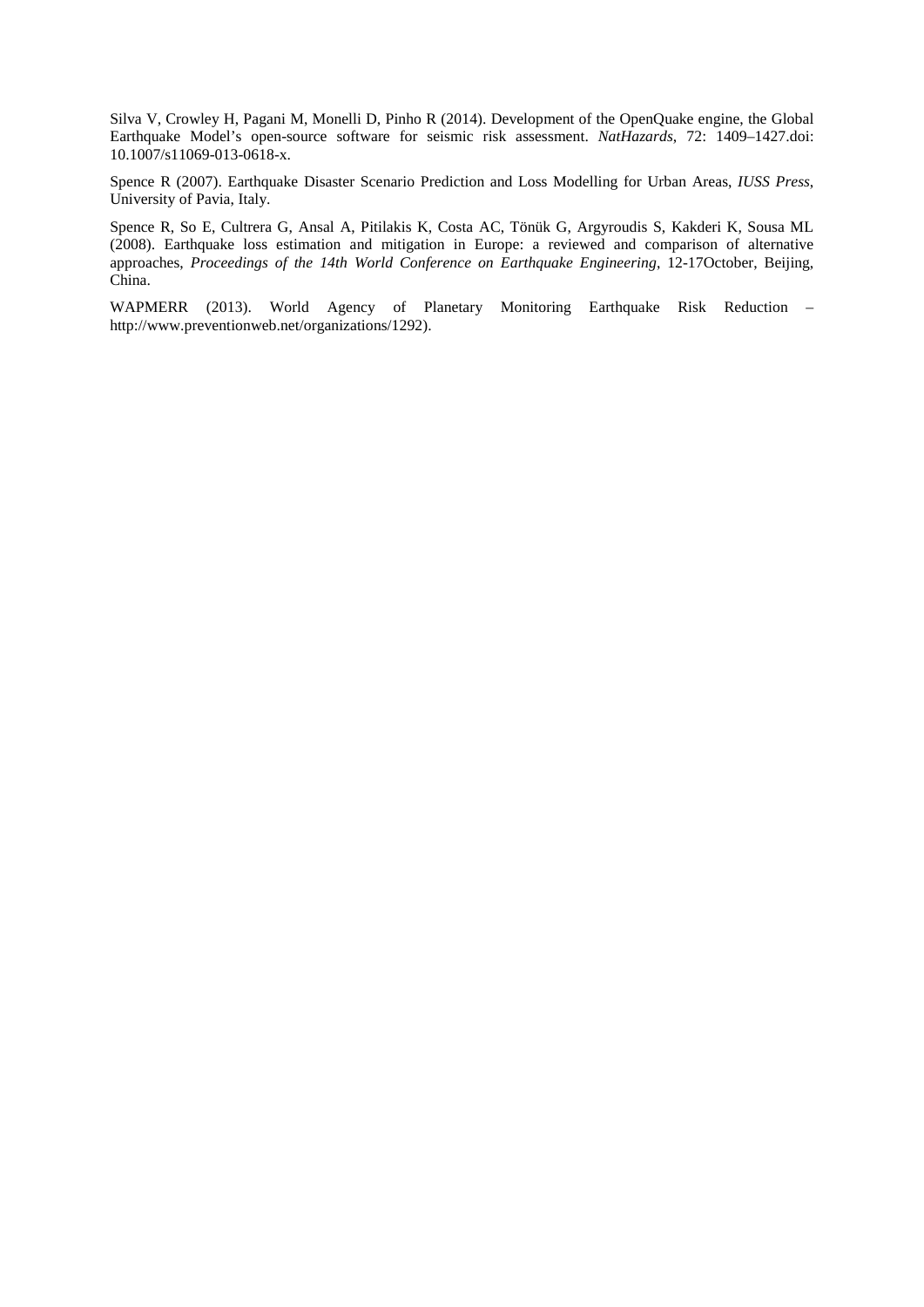Silva V, Crowley H, Pagani M, Monelli D, Pinho R (2014). Development of the OpenQuake engine, the Global Earthquake Model's open-source software for seismic risk assessment. *NatHazards*, 72: 1409–1427.doi: 10.1007/s11069-013-0618-x.

Spence R (2007). Earthquake Disaster Scenario Prediction and Loss Modelling for Urban Areas, *IUSS Press*, University of Pavia, Italy.

Spence R, So E, Cultrera G, Ansal A, Pitilakis K, Costa AC, Tönük G, Argyroudis S, Kakderi K, Sousa ML (2008). Earthquake loss estimation and mitigation in Europe: a reviewed and comparison of alternative approaches, *Proceedings of the 14th World Conference on Earthquake Engineering*, 12-17October, Beijing, China.

WAPMERR (2013). World Agency of Planetary Monitoring Earthquake Risk Reduction – http://www.preventionweb.net/organizations/1292).